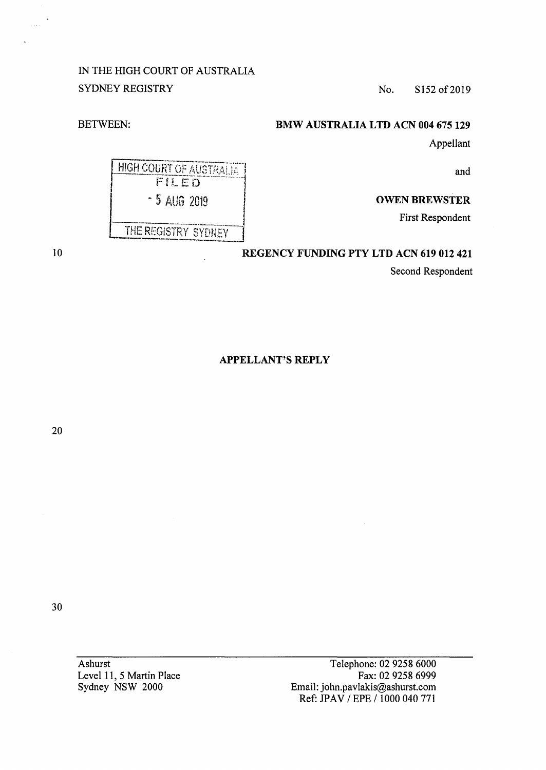IN THE HIGH COURT OF AUSTRALIA
SYDNEY REGISTRY

No. S152 of 2019

BETWEEN:

**BMW AUSTRALIA LTD ACN 004 675 129**
Appellant

and

**OWEN BREWSTER**
First Respondent

**REGENCY FUNDING PTY LTD ACN 619 012 421**
Second Respondent

HIGH COURT OF AUSTRALIA
FILED
- 5 AUG 2019
THE REGISTRY SYDNEY

**APPELLANT'S REPLY**

Ashurst
Level 11, 5 Martin Place
Sydney NSW 2000

Telephone: 02 9258 6000
Fax: 02 9258 6999
Email: john.pavlakis@ashurst.com
Ref: JPAV / EPE / 1000 040 771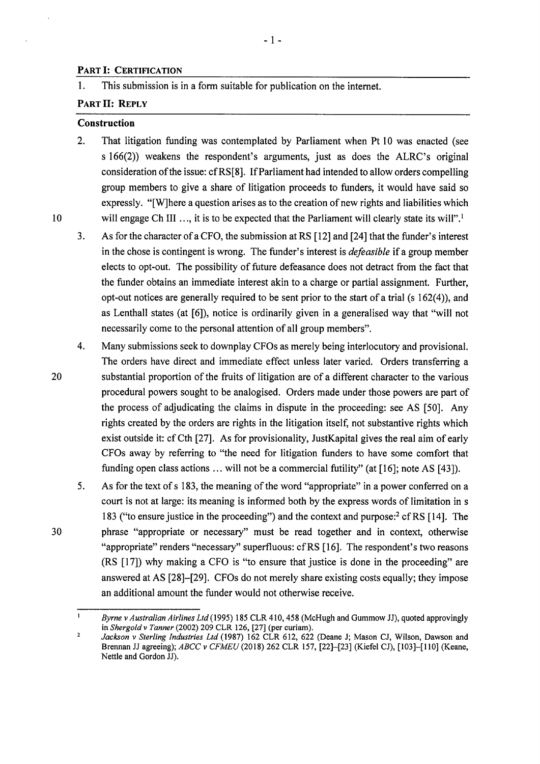## PART I: CERTIFICATION

1. This submission is in a form suitable for publication on the internet.

## PART II: REPLY

### Construction

2. That litigation funding was contemplated by Parliament when Pt 10 was enacted (see s 166(2)) weakens the respondent's arguments, just as does the ALRC's original consideration of the issue: cf RS[8]. If Parliament had intended to allow orders compelling group members to give a share of litigation proceeds to funders, it would have said so expressly. "[W]here a question arises as to the creation of new rights and liabilities which will engage Ch III ..., it is to be expected that the Parliament will clearly state its will".[1]

3. As for the character of a CFO, the submission at RS [12] and [24] that the funder's interest in the chose is contingent is wrong. The funder's interest is *defeasible* if a group member elects to opt-out. The possibility of future defeasance does not detract from the fact that the funder obtains an immediate interest akin to a charge or partial assignment. Further, opt-out notices are generally required to be sent prior to the start of a trial (s 162(4)), and as Lenthall states (at [6]), notice is ordinarily given in a generalised way that "will not necessarily come to the personal attention of all group members".

4. Many submissions seek to downplay CFOs as merely being interlocutory and provisional. The orders have direct and immediate effect unless later varied. Orders transferring a substantial proportion of the fruits of litigation are of a different character to the various procedural powers sought to be analogised. Orders made under those powers are part of the process of adjudicating the claims in dispute in the proceeding: see AS [50]. Any rights created by the orders are rights in the litigation itself, not substantive rights which exist outside it: cf Cth [27]. As for provisionality, JustKapital gives the real aim of early CFOs away by referring to "the need for litigation funders to have some comfort that funding open class actions ... will not be a commercial futility" (at [16]; note AS [43]).

5. As for the text of s 183, the meaning of the word "appropriate" in a power conferred on a court is not at large: its meaning is informed both by the express words of limitation in s 183 ("to ensure justice in the proceeding") and the context and purpose:[2] cf RS [14]. The phrase "appropriate or necessary" must be read together and in context, otherwise "appropriate" renders "necessary" superfluous: cf RS [16]. The respondent's two reasons (RS [17]) why making a CFO is "to ensure that justice is done in the proceeding" are answered at AS [28]–[29]. CFOs do not merely share existing costs equally; they impose an additional amount the funder would not otherwise receive.

---

[1] *Byrne v Australian Airlines Ltd* (1995) 185 CLR 410, 458 (McHugh and Gummow JJ), quoted approvingly in *Shergold v Tanner* (2002) 209 CLR 126, [27] (per curiam).

[2] *Jackson v Sterling Industries Ltd* (1987) 162 CLR 612, 622 (Deane J; Mason CJ, Wilson, Dawson and Brennan JJ agreeing); *ABCC v CFMEU* (2018) 262 CLR 157, [22]–[23] (Kiefel CJ), [103]–[110] (Keane, Nettle and Gordon JJ).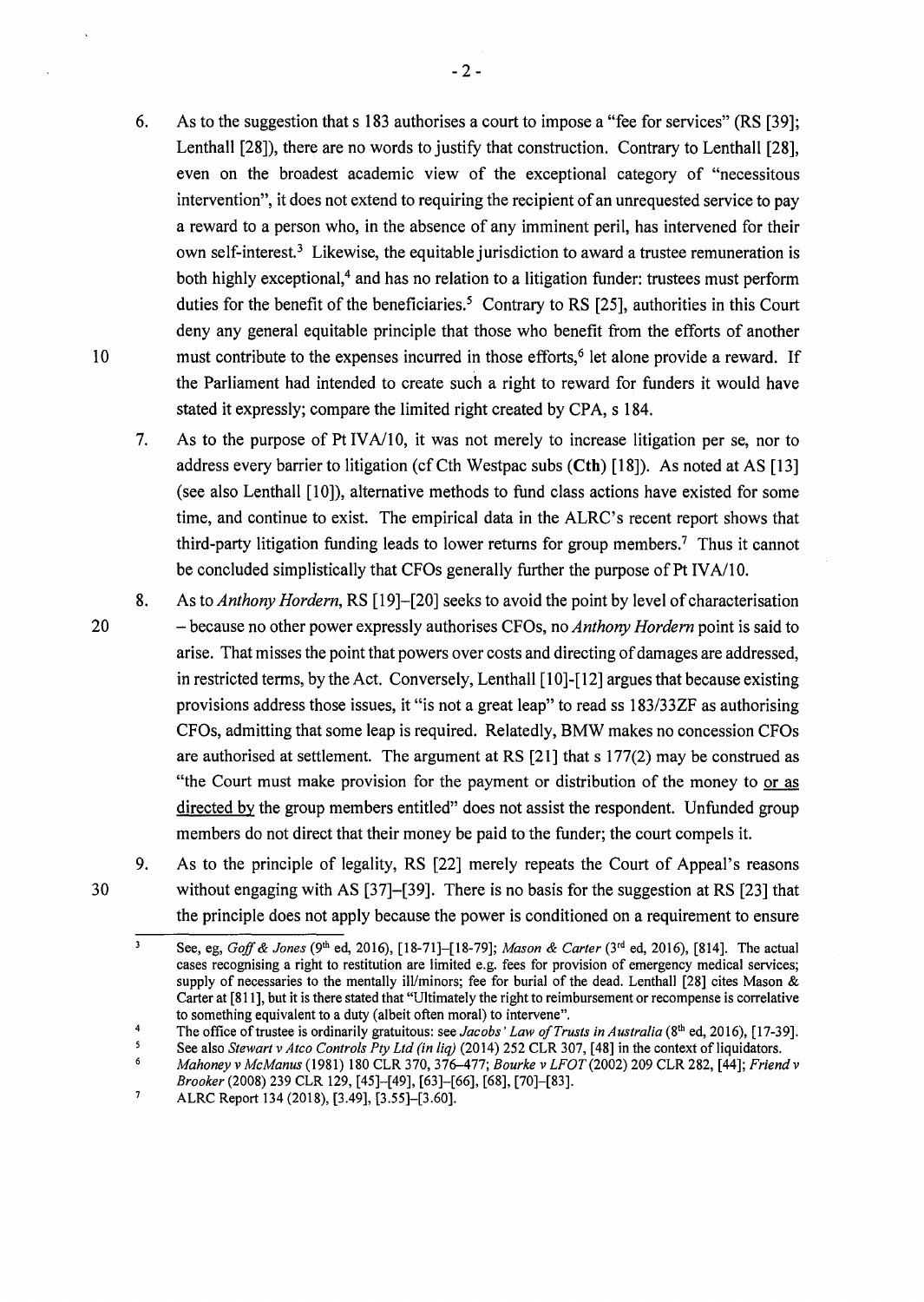6. As to the suggestion that s 183 authorises a court to impose a "fee for services" (RS [39]; Lenthall [28]), there are no words to justify that construction. Contrary to Lenthall [28], even on the broadest academic view of the exceptional category of "necessitous intervention", it does not extend to requiring the recipient of an unrequested service to pay a reward to a person who, in the absence of any imminent peril, has intervened for their own self-interest.[3] Likewise, the equitable jurisdiction to award a trustee remuneration is both highly exceptional,[4] and has no relation to a litigation funder: trustees must perform duties for the benefit of the beneficiaries.[5] Contrary to RS [25], authorities in this Court deny any general equitable principle that those who benefit from the efforts of another must contribute to the expenses incurred in those efforts,[6] let alone provide a reward. If the Parliament had intended to create such a right to reward for funders it would have stated it expressly; compare the limited right created by CPA, s 184.

7. As to the purpose of Pt IVA/10, it was not merely to increase litigation per se, nor to address every barrier to litigation (cf Cth Westpac subs (**Cth**) [18]). As noted at AS [13] (see also Lenthall [10]), alternative methods to fund class actions have existed for some time, and continue to exist. The empirical data in the ALRC's recent report shows that third-party litigation funding leads to lower returns for group members.[7] Thus it cannot be concluded simplistically that CFOs generally further the purpose of Pt IVA/10.

8. As to *Anthony Hordern*, RS [19]–[20] seeks to avoid the point by level of characterisation – because no other power expressly authorises CFOs, no *Anthony Hordern* point is said to arise. That misses the point that powers over costs and directing of damages are addressed, in restricted terms, by the Act. Conversely, Lenthall [10]-[12] argues that because existing provisions address those issues, it "is not a great leap" to read ss 183/33ZF as authorising CFOs, admitting that some leap is required. Relatedly, BMW makes no concession CFOs are authorised at settlement. The argument at RS [21] that s 177(2) may be construed as "the Court must make provision for the payment or distribution of the money to <u>or as directed by</u> the group members entitled" does not assist the respondent. Unfunded group members do not direct that their money be paid to the funder; the court compels it.

9. As to the principle of legality, RS [22] merely repeats the Court of Appeal's reasons without engaging with AS [37]–[39]. There is no basis for the suggestion at RS [23] that the principle does not apply because the power is conditioned on a requirement to ensure

---

[3] See, eg, *Goff & Jones* (9th ed, 2016), [18-71]–[18-79]; *Mason & Carter* (3rd ed, 2016), [814]. The actual cases recognising a right to restitution are limited e.g. fees for provision of emergency medical services; supply of necessaries to the mentally ill/minors; fee for burial of the dead. Lenthall [28] cites Mason & Carter at [811], but it is there stated that "Ultimately the right to reimbursement or recompense is correlative to something equivalent to a duty (albeit often moral) to intervene".

[4] The office of trustee is ordinarily gratuitous: see *Jacobs' Law of Trusts in Australia* (8th ed, 2016), [17-39].

[5] See also *Stewart v Atco Controls Pty Ltd (in liq)* (2014) 252 CLR 307, [48] in the context of liquidators.

[6] *Mahoney v McManus* (1981) 180 CLR 370, 376–477; *Bourke v LFOT* (2002) 209 CLR 282, [44]; *Friend v Brooker* (2008) 239 CLR 129, [45]–[49], [63]–[66], [68], [70]–[83].

[7] ALRC Report 134 (2018), [3.49], [3.55]–[3.60].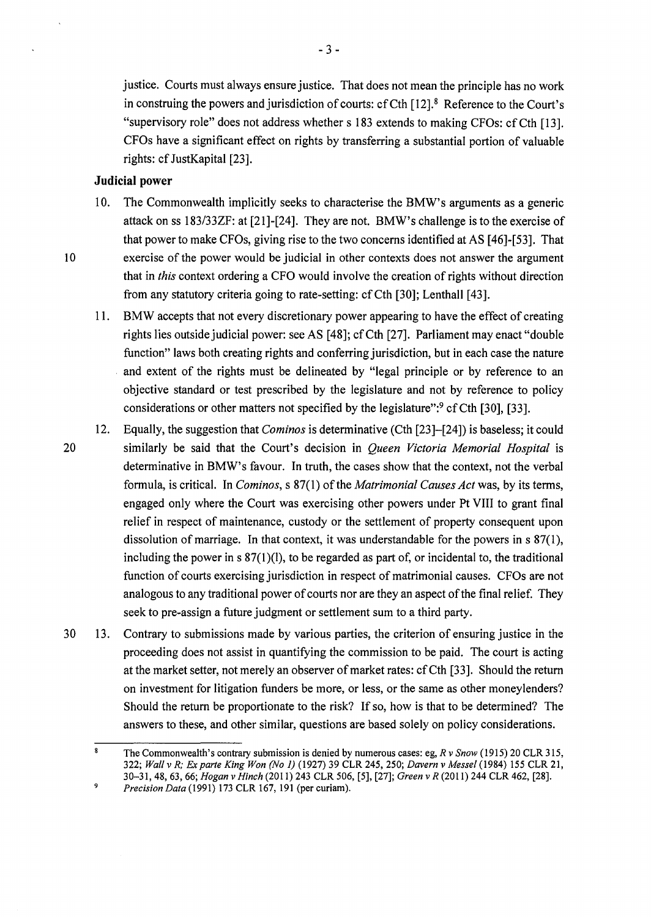justice. Courts must always ensure justice. That does not mean the principle has no work in construing the powers and jurisdiction of courts: cf Cth [12].[8] Reference to the Court's "supervisory role" does not address whether s 183 extends to making CFOs: cf Cth [13]. CFOs have a significant effect on rights by transferring a substantial portion of valuable rights: cf JustKapital [23].

## Judicial power

10. The Commonwealth implicitly seeks to characterise the BMW's arguments as a generic attack on ss 183/33ZF: at [21]-[24]. They are not. BMW's challenge is to the exercise of that power to make CFOs, giving rise to the two concerns identified at AS [46]-[53]. That exercise of the power would be judicial in other contexts does not answer the argument that in *this* context ordering a CFO would involve the creation of rights without direction from any statutory criteria going to rate-setting: cf Cth [30]; Lenthall [43].

11. BMW accepts that not every discretionary power appearing to have the effect of creating rights lies outside judicial power: see AS [48]; cf Cth [27]. Parliament may enact "double function" laws both creating rights and conferring jurisdiction, but in each case the nature and extent of the rights must be delineated by "legal principle or by reference to an objective standard or test prescribed by the legislature and not by reference to policy considerations or other matters not specified by the legislature":[9] cf Cth [30], [33].

12. Equally, the suggestion that *Cominos* is determinative (Cth [23]–[24]) is baseless; it could similarly be said that the Court's decision in *Queen Victoria Memorial Hospital* is determinative in BMW's favour. In truth, the cases show that the context, not the verbal formula, is critical. In *Cominos*, s 87(1) of the *Matrimonial Causes Act* was, by its terms, engaged only where the Court was exercising other powers under Pt VIII to grant final relief in respect of maintenance, custody or the settlement of property consequent upon dissolution of marriage. In that context, it was understandable for the powers in s 87(1), including the power in s 87(1)(l), to be regarded as part of, or incidental to, the traditional function of courts exercising jurisdiction in respect of matrimonial causes. CFOs are not analogous to any traditional power of courts nor are they an aspect of the final relief. They seek to pre-assign a future judgment or settlement sum to a third party.

13. Contrary to submissions made by various parties, the criterion of ensuring justice in the proceeding does not assist in quantifying the commission to be paid. The court is acting at the market setter, not merely an observer of market rates: cf Cth [33]. Should the return on investment for litigation funders be more, or less, or the same as other moneylenders? Should the return be proportionate to the risk? If so, how is that to be determined? The answers to these, and other similar, questions are based solely on policy considerations.

---

[8] The Commonwealth's contrary submission is denied by numerous cases: eg, *R v Snow* (1915) 20 CLR 315, 322; *Wall v R; Ex parte King Won (No 1)* (1927) 39 CLR 245, 250; *Davern v Messel* (1984) 155 CLR 21, 30–31, 48, 63, 66; *Hogan v Hinch* (2011) 243 CLR 506, [5], [27]; *Green v R* (2011) 244 CLR 462, [28].

[9] *Precision Data* (1991) 173 CLR 167, 191 (per curiam).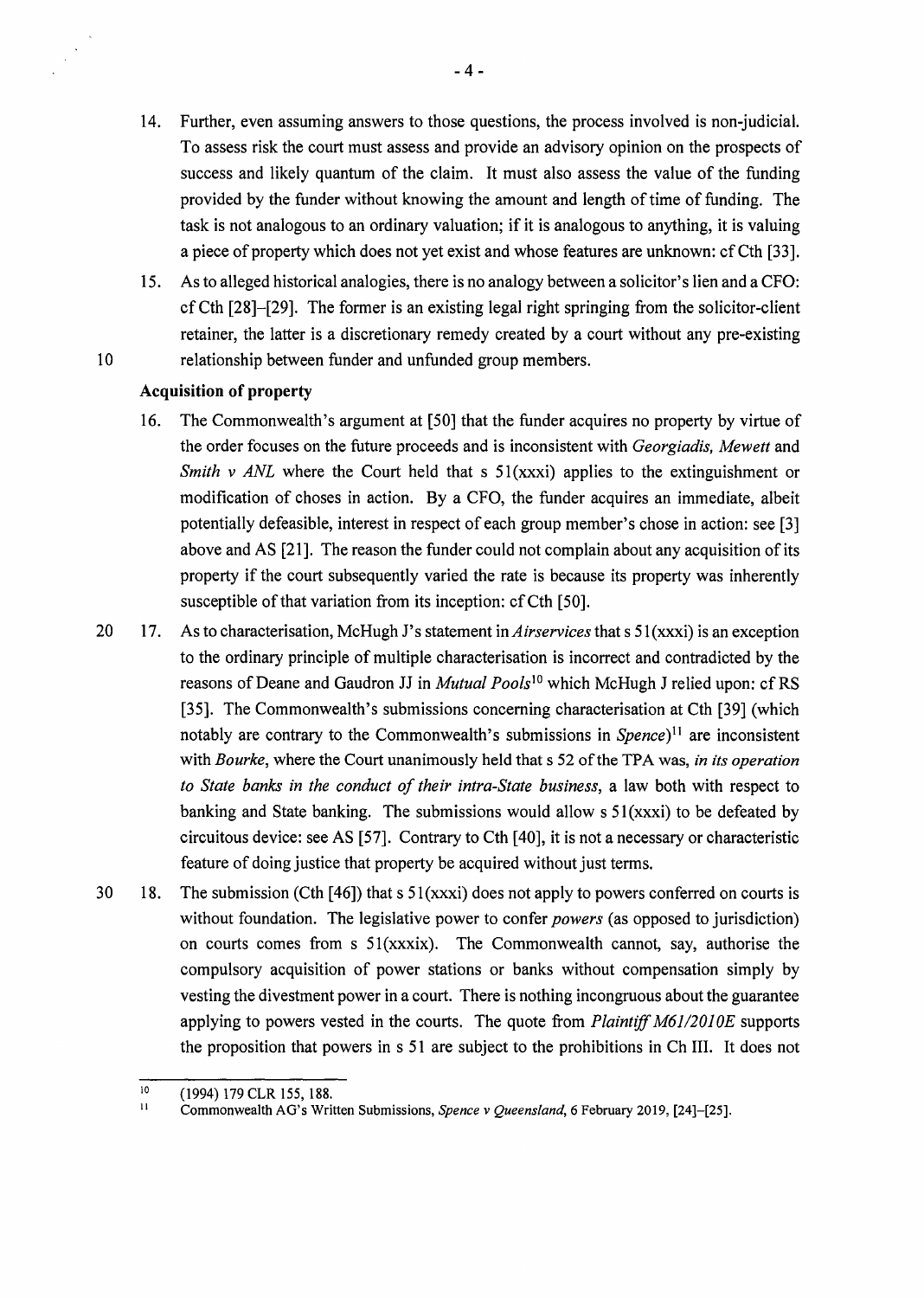14. Further, even assuming answers to those questions, the process involved is non-judicial. To assess risk the court must assess and provide an advisory opinion on the prospects of success and likely quantum of the claim. It must also assess the value of the funding provided by the funder without knowing the amount and length of time of funding. The task is not analogous to an ordinary valuation; if it is analogous to anything, it is valuing a piece of property which does not yet exist and whose features are unknown: cf Cth [33].

15. As to alleged historical analogies, there is no analogy between a solicitor's lien and a CFO: cf Cth [28]–[29]. The former is an existing legal right springing from the solicitor-client retainer, the latter is a discretionary remedy created by a court without any pre-existing relationship between funder and unfunded group members.

**Acquisition of property**

16. The Commonwealth's argument at [50] that the funder acquires no property by virtue of the order focuses on the future proceeds and is inconsistent with *Georgiadis, Mewett* and *Smith v ANL* where the Court held that s 51(xxxi) applies to the extinguishment or modification of choses in action. By a CFO, the funder acquires an immediate, albeit potentially defeasible, interest in respect of each group member's chose in action: see [3] above and AS [21]. The reason the funder could not complain about any acquisition of its property if the court subsequently varied the rate is because its property was inherently susceptible of that variation from its inception: cf Cth [50].

17. As to characterisation, McHugh J's statement in *Airservices* that s 51(xxxi) is an exception to the ordinary principle of multiple characterisation is incorrect and contradicted by the reasons of Deane and Gaudron JJ in *Mutual Pools*[10] which McHugh J relied upon: cf RS [35]. The Commonwealth's submissions concerning characterisation at Cth [39] (which notably are contrary to the Commonwealth's submissions in *Spence*)[11] are inconsistent with *Bourke*, where the Court unanimously held that s 52 of the TPA was, *in its operation to State banks in the conduct of their intra-State business*, a law both with respect to banking and State banking. The submissions would allow s 51(xxxi) to be defeated by circuitous device: see AS [57]. Contrary to Cth [40], it is not a necessary or characteristic feature of doing justice that property be acquired without just terms.

18. The submission (Cth [46]) that s 51(xxxi) does not apply to powers conferred on courts is without foundation. The legislative power to confer *powers* (as opposed to jurisdiction) on courts comes from s 51(xxxix). The Commonwealth cannot, say, authorise the compulsory acquisition of power stations or banks without compensation simply by vesting the divestment power in a court. There is nothing incongruous about the guarantee applying to powers vested in the courts. The quote from *Plaintiff M61/2010E* supports the proposition that powers in s 51 are subject to the prohibitions in Ch III. It does not

---

[10] (1994) 179 CLR 155, 188.

[11] Commonwealth AG's Written Submissions, *Spence v Queensland*, 6 February 2019, [24]–[25].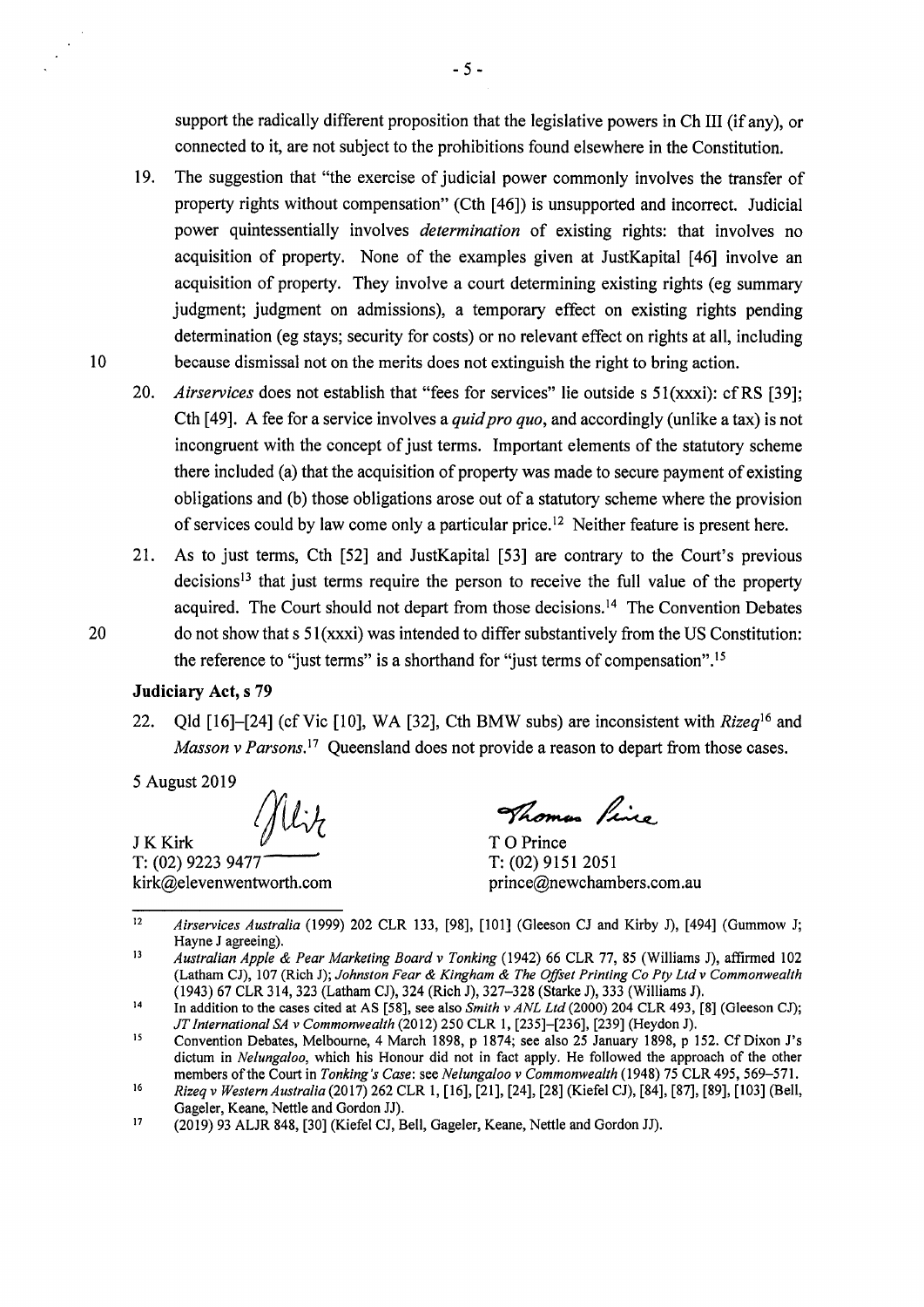support the radically different proposition that the legislative powers in Ch III (if any), or connected to it, are not subject to the prohibitions found elsewhere in the Constitution.

19. The suggestion that "the exercise of judicial power commonly involves the transfer of property rights without compensation" (Cth [46]) is unsupported and incorrect. Judicial power quintessentially involves *determination* of existing rights: that involves no acquisition of property. None of the examples given at JustKapital [46] involve an acquisition of property. They involve a court determining existing rights (eg summary judgment; judgment on admissions), a temporary effect on existing rights pending determination (eg stays; security for costs) or no relevant effect on rights at all, including because dismissal not on the merits does not extinguish the right to bring action.

20. *Airservices* does not establish that "fees for services" lie outside s 51(xxxi): cf RS [39]; Cth [49]. A fee for a service involves a *quid pro quo*, and accordingly (unlike a tax) is not incongruent with the concept of just terms. Important elements of the statutory scheme there included (a) that the acquisition of property was made to secure payment of existing obligations and (b) those obligations arose out of a statutory scheme where the provision of services could by law come only a particular price.[12] Neither feature is present here.

21. As to just terms, Cth [52] and JustKapital [53] are contrary to the Court's previous decisions[13] that just terms require the person to receive the full value of the property acquired. The Court should not depart from those decisions.[14] The Convention Debates do not show that s 51(xxxi) was intended to differ substantively from the US Constitution: the reference to "just terms" is a shorthand for "just terms of compensation".[15]

## Judiciary Act, s 79

22. Qld [16]–[24] (cf Vic [10], WA [32], Cth BMW subs) are inconsistent with *Rizeq*[16] and *Masson v Parsons*.[17] Queensland does not provide a reason to depart from those cases.

5 August 2019

J K Kirk
T: (02) 9223 9477
kirk@elevenwentworth.com

T O Prince
T: (02) 9151 2051
prince@newchambers.com.au

---

[12] *Airservices Australia* (1999) 202 CLR 133, [98], [101] (Gleeson CJ and Kirby J), [494] (Gummow J; Hayne J agreeing).

[13] *Australian Apple & Pear Marketing Board v Tonking* (1942) 66 CLR 77, 85 (Williams J), affirmed 102 (Latham CJ), 107 (Rich J); *Johnston Fear & Kingham & The Offset Printing Co Pty Ltd v Commonwealth* (1943) 67 CLR 314, 323 (Latham CJ), 324 (Rich J), 327–328 (Starke J), 333 (Williams J).

[14] In addition to the cases cited at AS [58], see also *Smith v ANL Ltd* (2000) 204 CLR 493, [8] (Gleeson CJ); *JT International SA v Commonwealth* (2012) 250 CLR 1, [235]–[236], [239] (Heydon J).

[15] Convention Debates, Melbourne, 4 March 1898, p 1874; see also 25 January 1898, p 152. Cf Dixon J's dictum in *Nelungaloo*, which his Honour did not in fact apply. He followed the approach of the other members of the Court in *Tonking's Case*: see *Nelungaloo v Commonwealth* (1948) 75 CLR 495, 569–571.

[16] *Rizeq v Western Australia* (2017) 262 CLR 1, [16], [21], [24], [28] (Kiefel CJ), [84], [87], [89], [103] (Bell, Gageler, Keane, Nettle and Gordon JJ).

[17] (2019) 93 ALJR 848, [30] (Kiefel CJ, Bell, Gageler, Keane, Nettle and Gordon JJ).